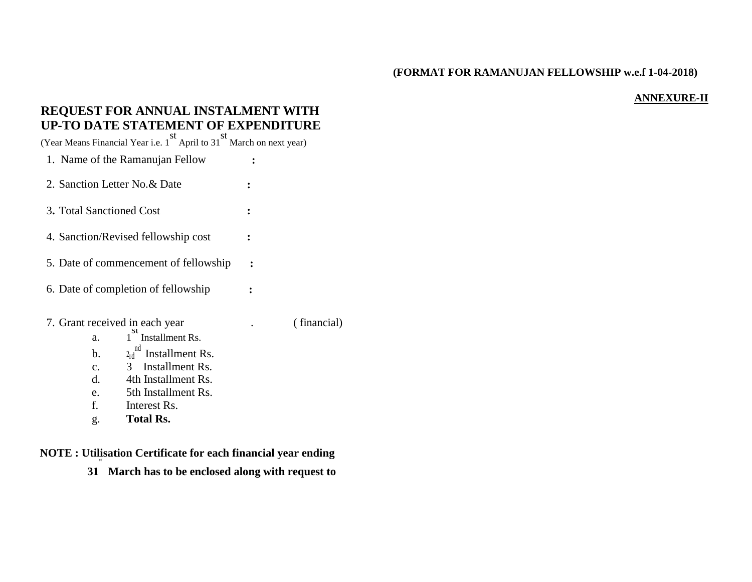**(FORMAT FOR RAMANUJAN FELLOWSHIP w.e.f 1-04-2018)**

**ANNEXURE-II**

## REQUEST FOR ANNUAL INSTALMENT WITH UP-TO DATE STATEMENT OF EXPENDITURE

(Year Means Financial Year i.e. 1st April to 31st March on next year)

1. Name of the Ramanujan Fellow :
2. Sanction Letter No.& Date :
3. Total Sanctioned Cost :
4. Sanction/Revised fellowship cost :
5. Date of commencement of fellowship :
6. Date of completion of fellowship :
7. Grant received in each year . ( financial)
   a. 1st Installment Rs.
   b. 2nd Installment Rs.
   c. 3rd Installment Rs.
   d. 4th Installment Rs.
   e. 5th Installment Rs.
   f. Interest Rs.
   g. **Total Rs.**

**NOTE : Utilisation Certificate for each financial year ending 31st March has to be enclosed along with request to**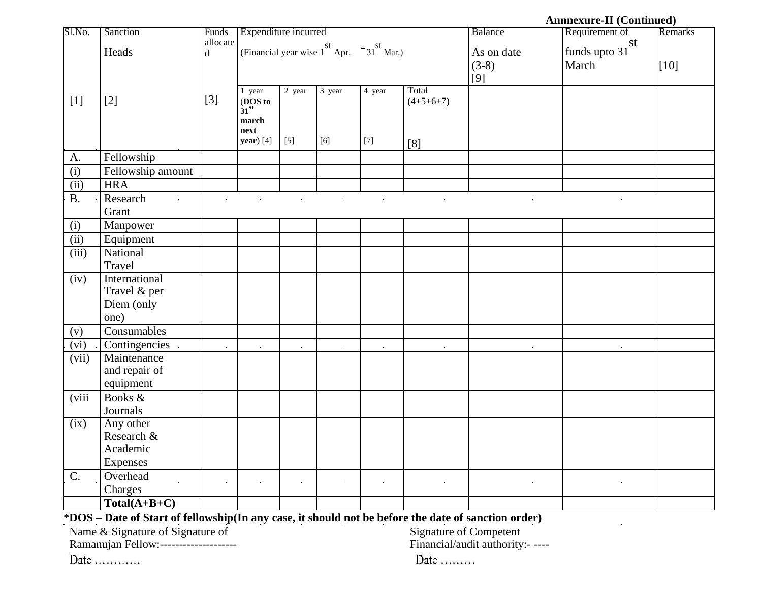**Annnexure-II (Continued)**

| Sl.No. [1] | Sanction Heads [2] | Funds allocated [3] | Expenditure incurred (Financial year wise 1st Apr. – 31st Mar.) | | | | | Balance As on date (3-8) [9] | Requirement of funds upto 31st March | Remarks [10] |
|---|---|---|---|---|---|---|---|---|---|---|
| | | | 1 year (**DOS to 31st march next year**) [4] | 2 year [5] | 3 year [6] | 4 year [7] | Total (4+5+6+7) [8] | | | |
| A. | Fellowship | | | | | | | | | |
| (i) | Fellowship amount | | | | | | | | | |
| (ii) | HRA | | | | | | | | | |
| B. | Research Grant | | | | | | | | | |
| (i) | Manpower | | | | | | | | | |
| (ii) | Equipment | | | | | | | | | |
| (iii) | National Travel | | | | | | | | | |
| (iv) | International Travel & per Diem (only one) | | | | | | | | | |
| (v) | Consumables | | | | | | | | | |
| (vi) | Contingencies | | | | | | | | | |
| (vii) | Maintenance and repair of equipment | | | | | | | | | |
| (viii | Books & Journals | | | | | | | | | |
| (ix) | Any other Research & Academic Expenses | | | | | | | | | |
| C. | Overhead Charges | | | | | | | | | |
| | **Total(A+B+C)** | | | | | | | | | |

*__DOS – Date of Start of fellowship(In any case, it should not be before the date of sanction order)__

Name & Signature of Signature of Ramanujan Fellow:--------------------

Date …………

Signature of Competent Financial/audit authority:- ----

Date ………